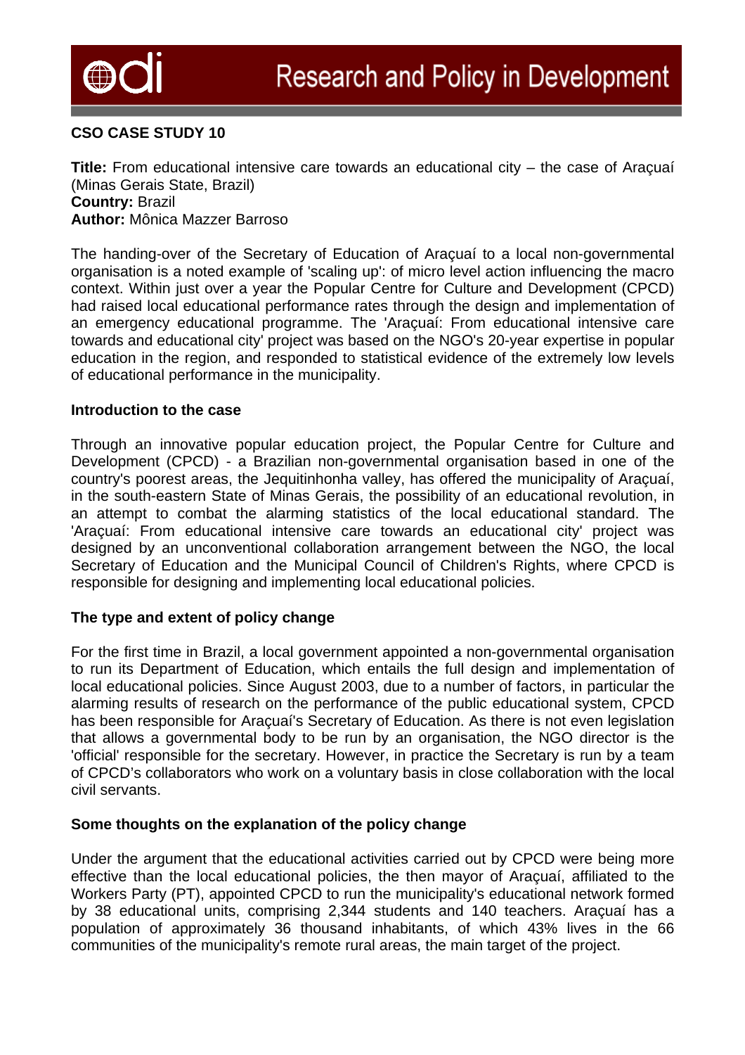## CSO CASE STUDY 10

**Title:** From educational intensive care towards an educational city – the case of Araçuaí (Minas Gerais State, Brazil)
**Country:** Brazil
**Author:** Mônica Mazzer Barroso

The handing-over of the Secretary of Education of Araçuaí to a local non-governmental organisation is a noted example of 'scaling up': of micro level action influencing the macro context. Within just over a year the Popular Centre for Culture and Development (CPCD) had raised local educational performance rates through the design and implementation of an emergency educational programme. The 'Araçuaí: From educational intensive care towards and educational city' project was based on the NGO's 20-year expertise in popular education in the region, and responded to statistical evidence of the extremely low levels of educational performance in the municipality.

### Introduction to the case

Through an innovative popular education project, the Popular Centre for Culture and Development (CPCD) - a Brazilian non-governmental organisation based in one of the country's poorest areas, the Jequitinhonha valley, has offered the municipality of Araçuaí, in the south-eastern State of Minas Gerais, the possibility of an educational revolution, in an attempt to combat the alarming statistics of the local educational standard. The 'Araçuaí: From educational intensive care towards an educational city' project was designed by an unconventional collaboration arrangement between the NGO, the local Secretary of Education and the Municipal Council of Children's Rights, where CPCD is responsible for designing and implementing local educational policies.

### The type and extent of policy change

For the first time in Brazil, a local government appointed a non-governmental organisation to run its Department of Education, which entails the full design and implementation of local educational policies. Since August 2003, due to a number of factors, in particular the alarming results of research on the performance of the public educational system, CPCD has been responsible for Araçuaí's Secretary of Education. As there is not even legislation that allows a governmental body to be run by an organisation, the NGO director is the 'official' responsible for the secretary. However, in practice the Secretary is run by a team of CPCD's collaborators who work on a voluntary basis in close collaboration with the local civil servants.

### Some thoughts on the explanation of the policy change

Under the argument that the educational activities carried out by CPCD were being more effective than the local educational policies, the then mayor of Araçuaí, affiliated to the Workers Party (PT), appointed CPCD to run the municipality's educational network formed by 38 educational units, comprising 2,344 students and 140 teachers. Araçuaí has a population of approximately 36 thousand inhabitants, of which 43% lives in the 66 communities of the municipality's remote rural areas, the main target of the project.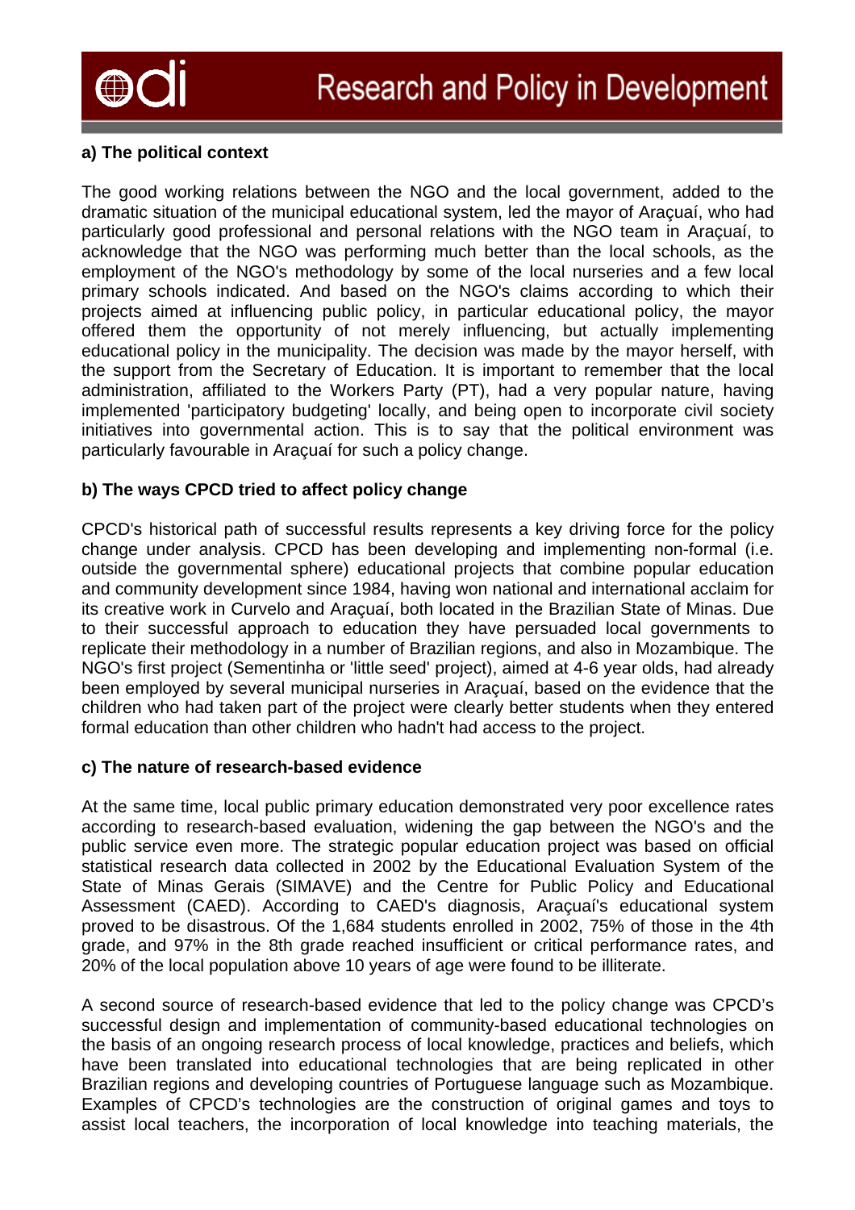### a) The political context

The good working relations between the NGO and the local government, added to the dramatic situation of the municipal educational system, led the mayor of Araçuaí, who had particularly good professional and personal relations with the NGO team in Araçuaí, to acknowledge that the NGO was performing much better than the local schools, as the employment of the NGO's methodology by some of the local nurseries and a few local primary schools indicated. And based on the NGO's claims according to which their projects aimed at influencing public policy, in particular educational policy, the mayor offered them the opportunity of not merely influencing, but actually implementing educational policy in the municipality. The decision was made by the mayor herself, with the support from the Secretary of Education. It is important to remember that the local administration, affiliated to the Workers Party (PT), had a very popular nature, having implemented 'participatory budgeting' locally, and being open to incorporate civil society initiatives into governmental action. This is to say that the political environment was particularly favourable in Araçuaí for such a policy change.

### b) The ways CPCD tried to affect policy change

CPCD's historical path of successful results represents a key driving force for the policy change under analysis. CPCD has been developing and implementing non-formal (i.e. outside the governmental sphere) educational projects that combine popular education and community development since 1984, having won national and international acclaim for its creative work in Curvelo and Araçuaí, both located in the Brazilian State of Minas. Due to their successful approach to education they have persuaded local governments to replicate their methodology in a number of Brazilian regions, and also in Mozambique. The NGO's first project (Sementinha or 'little seed' project), aimed at 4-6 year olds, had already been employed by several municipal nurseries in Araçuaí, based on the evidence that the children who had taken part of the project were clearly better students when they entered formal education than other children who hadn't had access to the project.

### c) The nature of research-based evidence

At the same time, local public primary education demonstrated very poor excellence rates according to research-based evaluation, widening the gap between the NGO's and the public service even more. The strategic popular education project was based on official statistical research data collected in 2002 by the Educational Evaluation System of the State of Minas Gerais (SIMAVE) and the Centre for Public Policy and Educational Assessment (CAED). According to CAED's diagnosis, Araçuaí's educational system proved to be disastrous. Of the 1,684 students enrolled in 2002, 75% of those in the 4th grade, and 97% in the 8th grade reached insufficient or critical performance rates, and 20% of the local population above 10 years of age were found to be illiterate.

A second source of research-based evidence that led to the policy change was CPCD's successful design and implementation of community-based educational technologies on the basis of an ongoing research process of local knowledge, practices and beliefs, which have been translated into educational technologies that are being replicated in other Brazilian regions and developing countries of Portuguese language such as Mozambique. Examples of CPCD's technologies are the construction of original games and toys to assist local teachers, the incorporation of local knowledge into teaching materials, the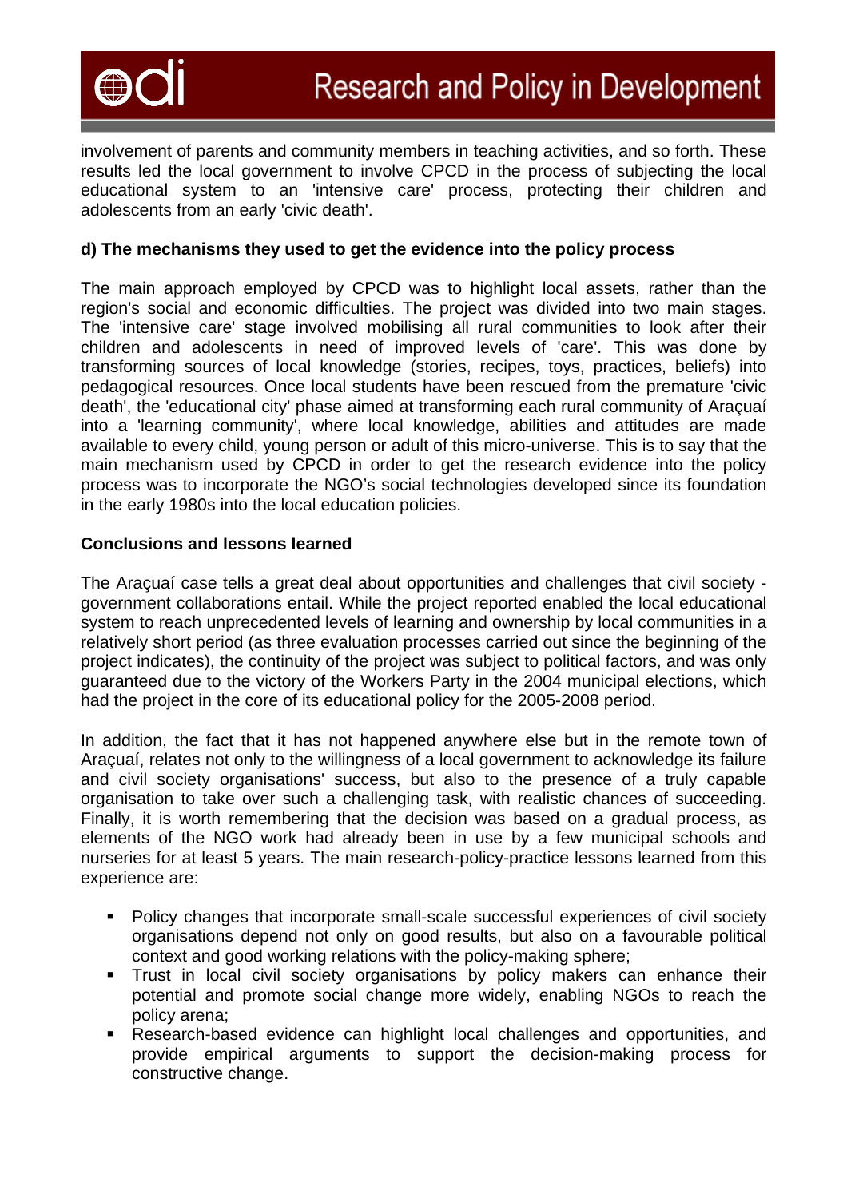involvement of parents and community members in teaching activities, and so forth. These results led the local government to involve CPCD in the process of subjecting the local educational system to an 'intensive care' process, protecting their children and adolescents from an early 'civic death'.

**d) The mechanisms they used to get the evidence into the policy process**

The main approach employed by CPCD was to highlight local assets, rather than the region's social and economic difficulties. The project was divided into two main stages. The 'intensive care' stage involved mobilising all rural communities to look after their children and adolescents in need of improved levels of 'care'. This was done by transforming sources of local knowledge (stories, recipes, toys, practices, beliefs) into pedagogical resources. Once local students have been rescued from the premature 'civic death', the 'educational city' phase aimed at transforming each rural community of Araçuaí into a 'learning community', where local knowledge, abilities and attitudes are made available to every child, young person or adult of this micro-universe. This is to say that the main mechanism used by CPCD in order to get the research evidence into the policy process was to incorporate the NGO's social technologies developed since its foundation in the early 1980s into the local education policies.

**Conclusions and lessons learned**

The Araçuaí case tells a great deal about opportunities and challenges that civil society - government collaborations entail. While the project reported enabled the local educational system to reach unprecedented levels of learning and ownership by local communities in a relatively short period (as three evaluation processes carried out since the beginning of the project indicates), the continuity of the project was subject to political factors, and was only guaranteed due to the victory of the Workers Party in the 2004 municipal elections, which had the project in the core of its educational policy for the 2005-2008 period.

In addition, the fact that it has not happened anywhere else but in the remote town of Araçuaí, relates not only to the willingness of a local government to acknowledge its failure and civil society organisations' success, but also to the presence of a truly capable organisation to take over such a challenging task, with realistic chances of succeeding. Finally, it is worth remembering that the decision was based on a gradual process, as elements of the NGO work had already been in use by a few municipal schools and nurseries for at least 5 years. The main research-policy-practice lessons learned from this experience are:

- Policy changes that incorporate small-scale successful experiences of civil society organisations depend not only on good results, but also on a favourable political context and good working relations with the policy-making sphere;
- Trust in local civil society organisations by policy makers can enhance their potential and promote social change more widely, enabling NGOs to reach the policy arena;
- Research-based evidence can highlight local challenges and opportunities, and provide empirical arguments to support the decision-making process for constructive change.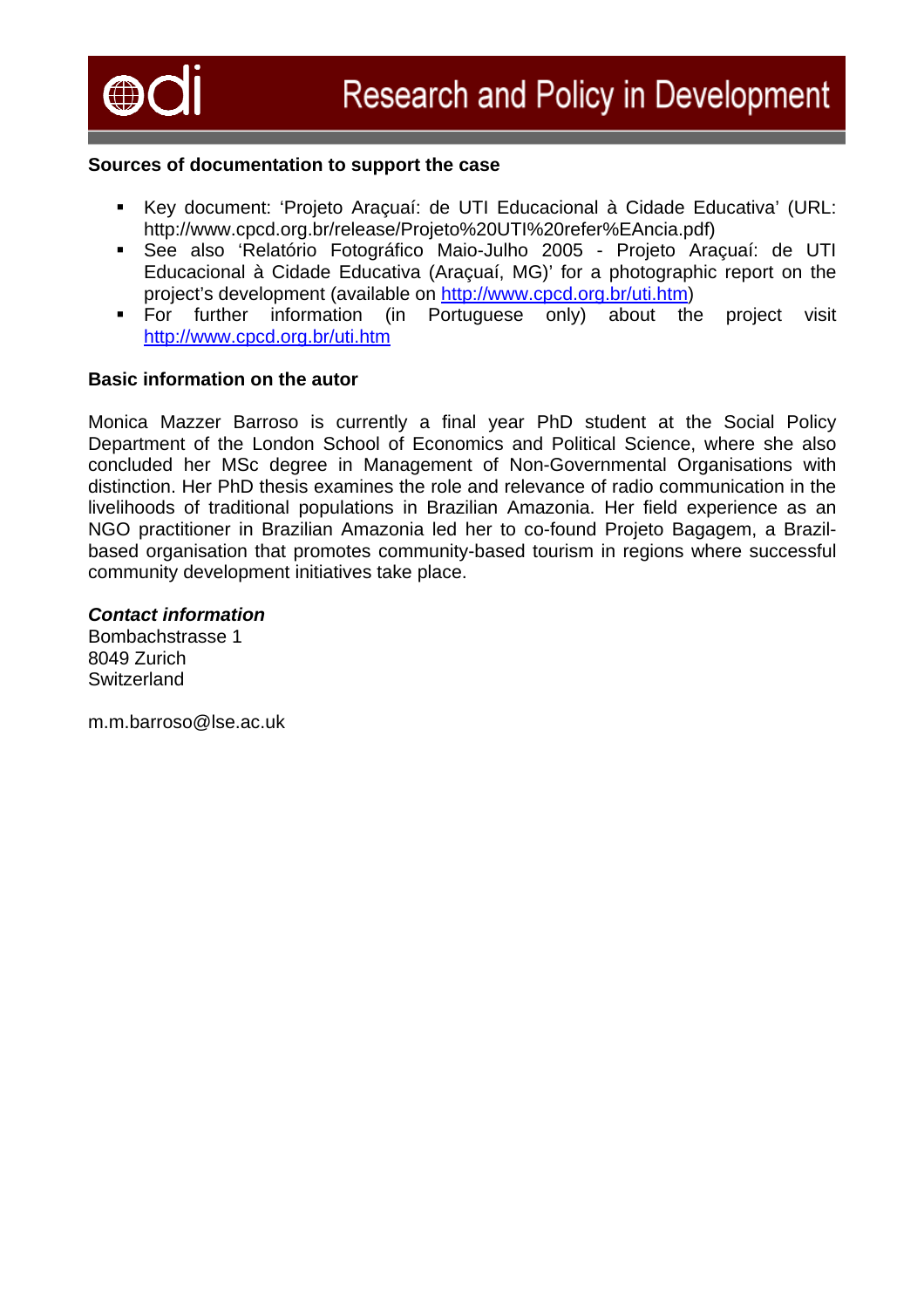### Sources of documentation to support the case

- Key document: 'Projeto Araçuaí: de UTI Educacional à Cidade Educativa' (URL: http://www.cpcd.org.br/release/Projeto%20UTI%20refer%EAncia.pdf)
- See also 'Relatório Fotográfico Maio-Julho 2005 - Projeto Araçuaí: de UTI Educacional à Cidade Educativa (Araçuaí, MG)' for a photographic report on the project's development (available on http://www.cpcd.org.br/uti.htm)
- For further information (in Portuguese only) about the project visit http://www.cpcd.org.br/uti.htm

### Basic information on the autor

Monica Mazzer Barroso is currently a final year PhD student at the Social Policy Department of the London School of Economics and Political Science, where she also concluded her MSc degree in Management of Non-Governmental Organisations with distinction. Her PhD thesis examines the role and relevance of radio communication in the livelihoods of traditional populations in Brazilian Amazonia. Her field experience as an NGO practitioner in Brazilian Amazonia led her to co-found Projeto Bagagem, a Brazil-based organisation that promotes community-based tourism in regions where successful community development initiatives take place.

***Contact information***

Bombachstrasse 1
8049 Zurich
Switzerland

m.m.barroso@lse.ac.uk